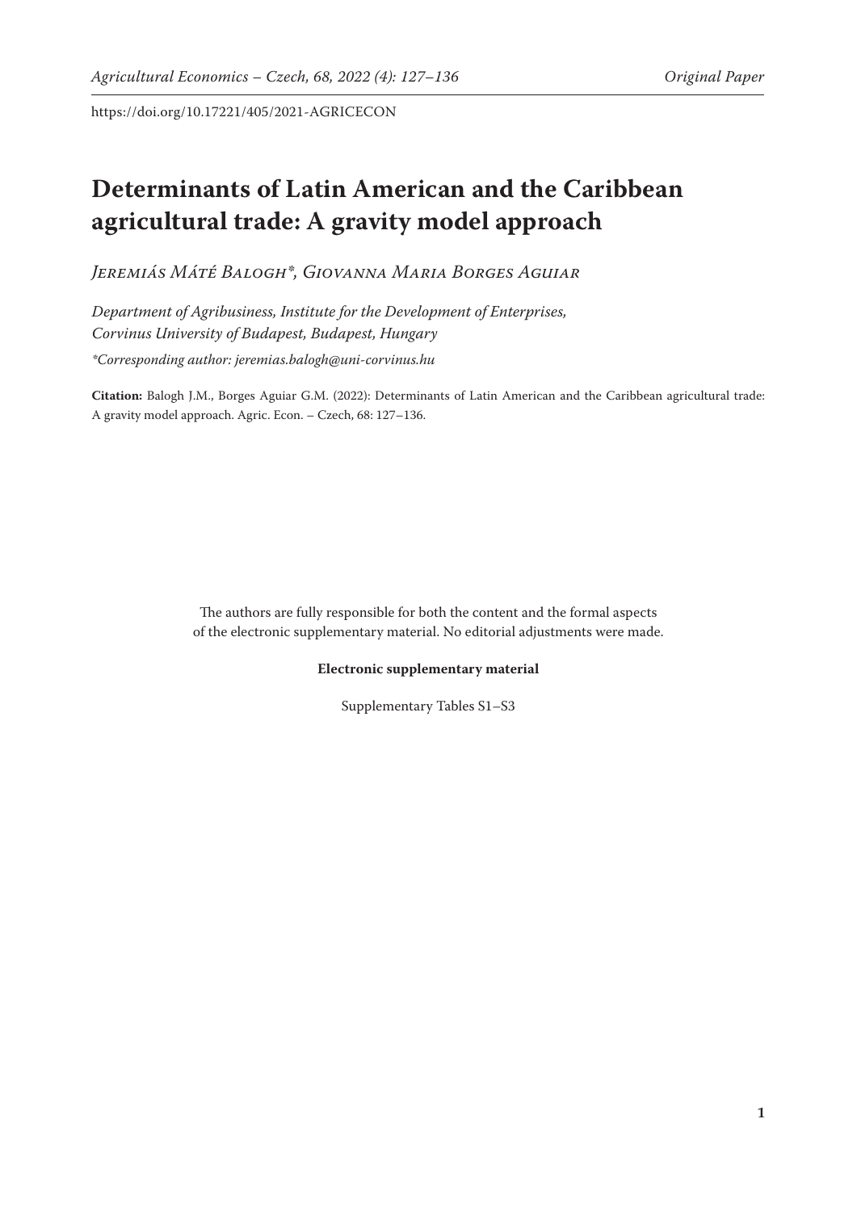https://doi.org/10.17221/405/2021-AGRICECON

# Determinants of Latin American and the Caribbean agricultural trade: A gravity model approach

*Jeremiás Máté Balogh\*, Giovanna Maria Borges Aguiar*

*Department of Agribusiness, Institute for the Development of Enterprises, Corvinus University of Budapest, Budapest, Hungary*

*\*Corresponding author: jeremias.balogh@uni-corvinus.hu*

**Citation:** Balogh J.M., Borges Aguiar G.M. (2022): Determinants of Latin American and the Caribbean agricultural trade: A gravity model approach. Agric. Econ. – Czech, 68: 127–136.

The authors are fully responsible for both the content and the formal aspects of the electronic supplementary material. No editorial adjustments were made.

**Electronic supplementary material**

Supplementary Tables S1–S3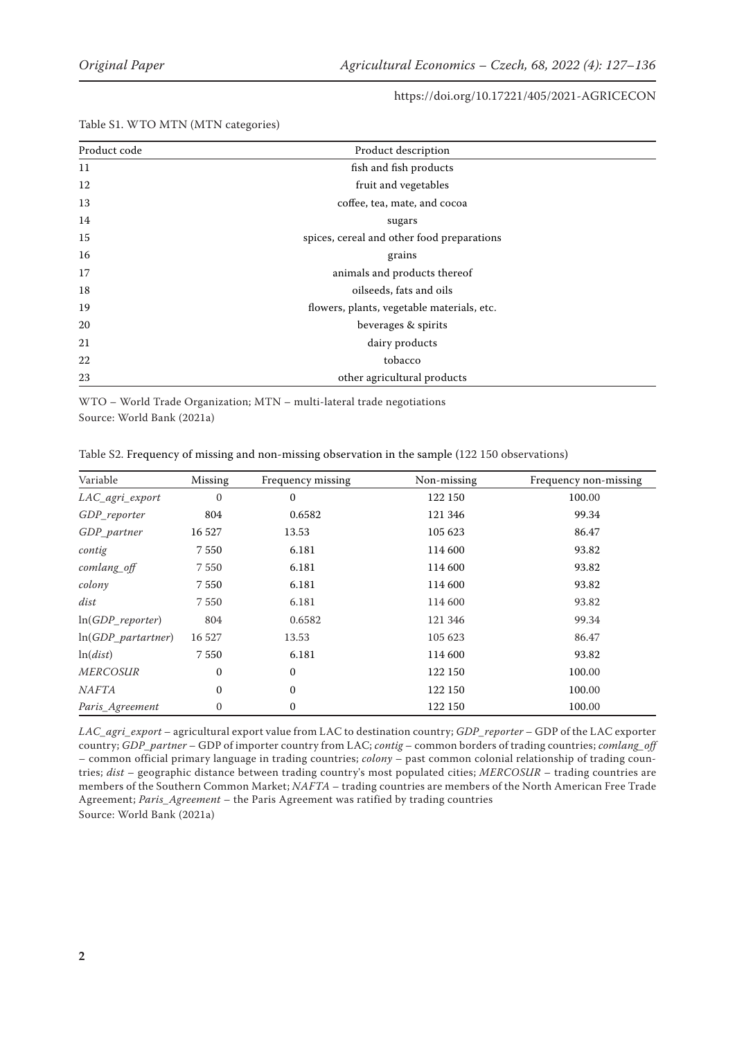Table S1. WTO MTN (MTN categories)

| Product code | Product description |
|---|---|
| 11 | fish and fish products |
| 12 | fruit and vegetables |
| 13 | coffee, tea, mate, and cocoa |
| 14 | sugars |
| 15 | spices, cereal and other food preparations |
| 16 | grains |
| 17 | animals and products thereof |
| 18 | oilseeds, fats and oils |
| 19 | flowers, plants, vegetable materials, etc. |
| 20 | beverages & spirits |
| 21 | dairy products |
| 22 | tobacco |
| 23 | other agricultural products |

WTO – World Trade Organization; MTN – multi-lateral trade negotiations
Source: World Bank (2021a)

Table S2. Frequency of missing and non-missing observation in the sample (122 150 observations)

| Variable | Missing | Frequency missing | Non-missing | Frequency non-missing |
|---|---|---|---|---|
| *LAC_agri_export* | 0 | 0 | 122 150 | 100.00 |
| *GDP_reporter* | 804 | 0.6582 | 121 346 | 99.34 |
| *GDP_partner* | 16 527 | 13.53 | 105 623 | 86.47 |
| *contig* | 7 550 | 6.181 | 114 600 | 93.82 |
| *comlang_off* | 7 550 | 6.181 | 114 600 | 93.82 |
| *colony* | 7 550 | 6.181 | 114 600 | 93.82 |
| *dist* | 7 550 | 6.181 | 114 600 | 93.82 |
| ln(*GDP_reporter*) | 804 | 0.6582 | 121 346 | 99.34 |
| ln(*GDP_partartner*) | 16 527 | 13.53 | 105 623 | 86.47 |
| ln(*dist*) | 7 550 | 6.181 | 114 600 | 93.82 |
| *MERCOSUR* | 0 | 0 | 122 150 | 100.00 |
| *NAFTA* | 0 | 0 | 122 150 | 100.00 |
| *Paris_Agreement* | 0 | 0 | 122 150 | 100.00 |

*LAC_agri_export* – agricultural export value from LAC to destination country; *GDP_reporter* – GDP of the LAC exporter country; *GDP_partner* – GDP of importer country from LAC; *contig* – common borders of trading countries; *comlang_off* – common official primary language in trading countries; *colony* – past common colonial relationship of trading countries; *dist* – geographic distance between trading country's most populated cities; *MERCOSUR* – trading countries are members of the Southern Common Market; *NAFTA* – trading countries are members of the North American Free Trade Agreement; *Paris_Agreement* – the Paris Agreement was ratified by trading countries
Source: World Bank (2021a)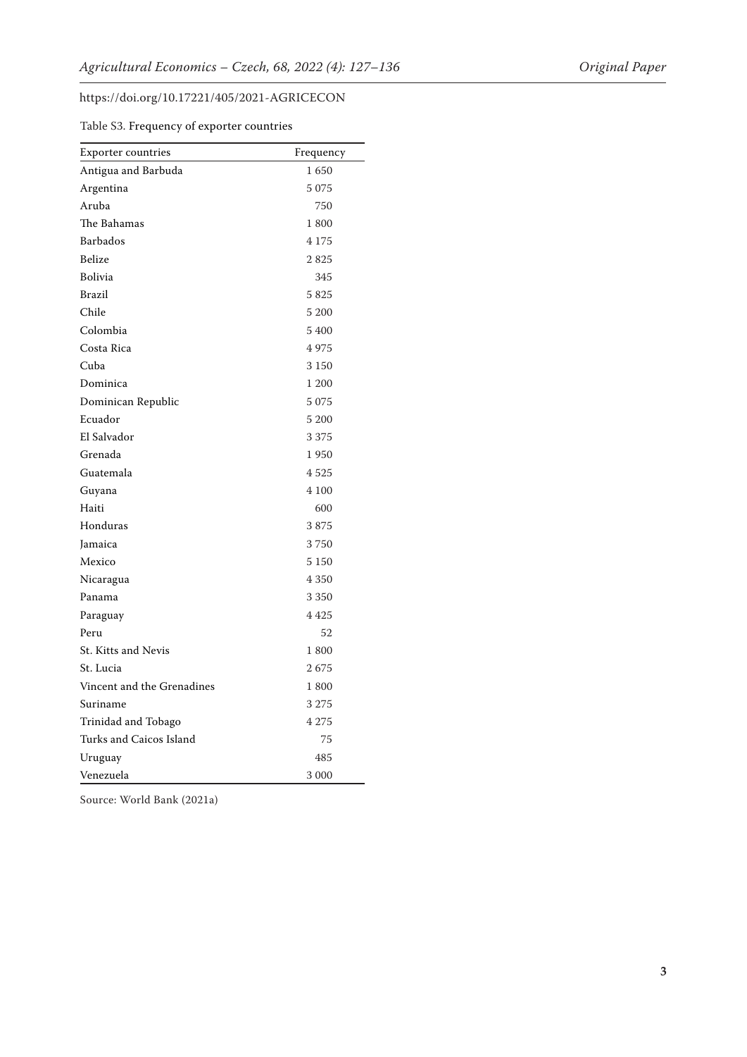https://doi.org/10.17221/405/2021-AGRICECON

Table S3. Frequency of exporter countries

| Exporter countries | Frequency |
|---|---|
| Antigua and Barbuda | 1 650 |
| Argentina | 5 075 |
| Aruba | 750 |
| The Bahamas | 1 800 |
| Barbados | 4 175 |
| Belize | 2 825 |
| Bolivia | 345 |
| Brazil | 5 825 |
| Chile | 5 200 |
| Colombia | 5 400 |
| Costa Rica | 4 975 |
| Cuba | 3 150 |
| Dominica | 1 200 |
| Dominican Republic | 5 075 |
| Ecuador | 5 200 |
| El Salvador | 3 375 |
| Grenada | 1 950 |
| Guatemala | 4 525 |
| Guyana | 4 100 |
| Haiti | 600 |
| Honduras | 3 875 |
| Jamaica | 3 750 |
| Mexico | 5 150 |
| Nicaragua | 4 350 |
| Panama | 3 350 |
| Paraguay | 4 425 |
| Peru | 52 |
| St. Kitts and Nevis | 1 800 |
| St. Lucia | 2 675 |
| Vincent and the Grenadines | 1 800 |
| Suriname | 3 275 |
| Trinidad and Tobago | 4 275 |
| Turks and Caicos Island | 75 |
| Uruguay | 485 |
| Venezuela | 3 000 |

Source: World Bank (2021a)